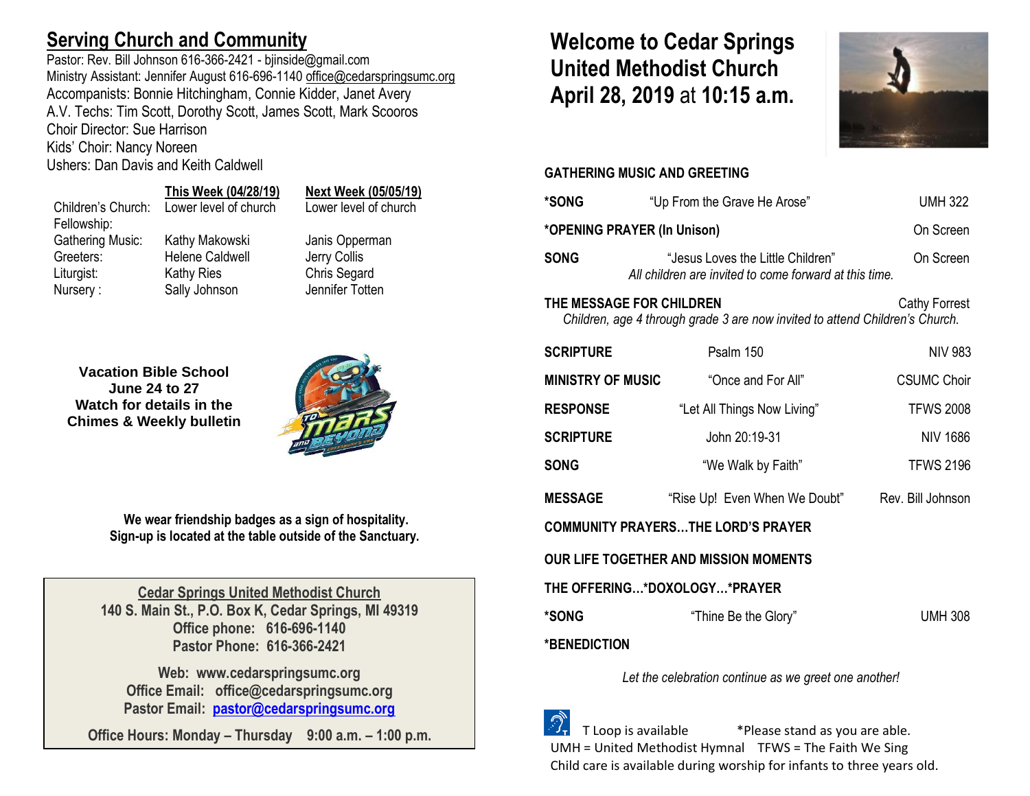## Serving Church and Community

Pastor: Rev. Bill Johnson 616-366-2421 - bjinside@gmail.com
Ministry Assistant: Jennifer August 616-696-1140 office@cedarspringsumc.org
Accompanists: Bonnie Hitchingham, Connie Kidder, Janet Avery
A.V. Techs: Tim Scott, Dorothy Scott, James Scott, Mark Scooros
Choir Director: Sue Harrison
Kids' Choir: Nancy Noreen
Ushers: Dan Davis and Keith Caldwell

| | This Week (04/28/19) | Next Week (05/05/19) |
|---|---|---|
| Children's Church: | Lower level of church | Lower level of church |
| Fellowship: | | |
| Gathering Music: | Kathy Makowski | Janis Opperman |
| Greeters: | Helene Caldwell | Jerry Collis |
| Liturgist: | Kathy Ries | Chris Segard |
| Nursery : | Sally Johnson | Jennifer Totten |

**Vacation Bible School**
**June 24 to 27**
**Watch for details in the Chimes & Weekly bulletin**

**We wear friendship badges as a sign of hospitality.**
**Sign-up is located at the table outside of the Sanctuary.**

**Cedar Springs United Methodist Church**
**140 S. Main St., P.O. Box K, Cedar Springs, MI 49319**
**Office phone: 616-696-1140**
**Pastor Phone: 616-366-2421**

**Web: www.cedarspringsumc.org**
**Office Email: office@cedarspringsumc.org**
**Pastor Email: pastor@cedarspringsumc.org**

**Office Hours: Monday – Thursday 9:00 a.m. – 1:00 p.m.**

# Welcome to Cedar Springs United Methodist Church April 28, 2019 at 10:15 a.m.

**GATHERING MUSIC AND GREETING**

**\*SONG** "Up From the Grave He Arose" UMH 322

**\*OPENING PRAYER (In Unison)** On Screen

**SONG** "Jesus Loves the Little Children" On Screen
*All children are invited to come forward at this time.*

**THE MESSAGE FOR CHILDREN** Cathy Forrest
*Children, age 4 through grade 3 are now invited to attend Children's Church.*

**SCRIPTURE** Psalm 150 NIV 983

**MINISTRY OF MUSIC** "Once and For All" CSUMC Choir

**RESPONSE** "Let All Things Now Living" TFWS 2008

**SCRIPTURE** John 20:19-31 NIV 1686

**SONG** "We Walk by Faith" TFWS 2196

**MESSAGE** "Rise Up! Even When We Doubt" Rev. Bill Johnson

**COMMUNITY PRAYERS…THE LORD'S PRAYER**

**OUR LIFE TOGETHER AND MISSION MOMENTS**

**THE OFFERING…\*DOXOLOGY…\*PRAYER**

**\*SONG** "Thine Be the Glory" UMH 308

**\*BENEDICTION**

*Let the celebration continue as we greet one another!*

T Loop is available *Please stand as you are able.
UMH = United Methodist Hymnal TFWS = The Faith We Sing
Child care is available during worship for infants to three years old.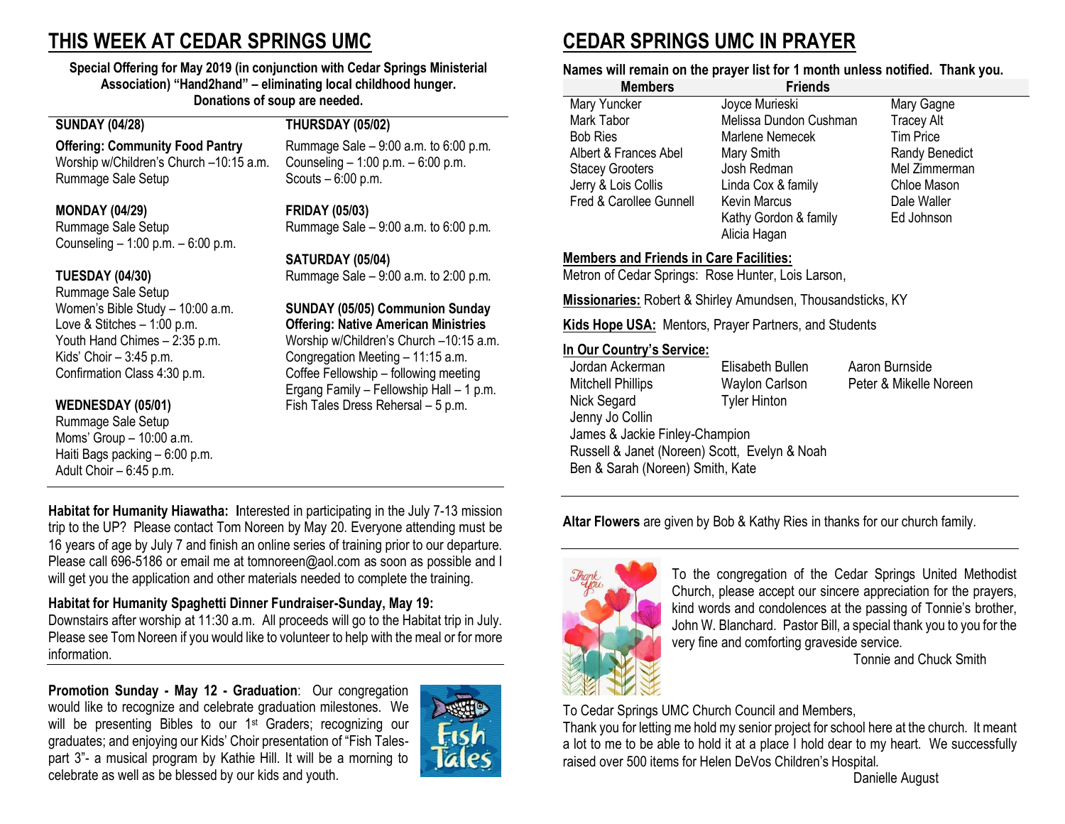# THIS WEEK AT CEDAR SPRINGS UMC

**Special Offering for May 2019 (in conjunction with Cedar Springs Ministerial Association) "Hand2hand" – eliminating local childhood hunger. Donations of soup are needed.**

**SUNDAY (04/28)**

**Offering: Community Food Pantry**
Worship w/Children's Church –10:15 a.m.
Rummage Sale Setup

**MONDAY (04/29)**
Rummage Sale Setup
Counseling – 1:00 p.m. – 6:00 p.m.

**TUESDAY (04/30)**
Rummage Sale Setup
Women's Bible Study – 10:00 a.m.
Love & Stitches – 1:00 p.m.
Youth Hand Chimes – 2:35 p.m.
Kids' Choir – 3:45 p.m.
Confirmation Class 4:30 p.m.

**WEDNESDAY (05/01)**
Rummage Sale Setup
Moms' Group – 10:00 a.m.
Haiti Bags packing – 6:00 p.m.
Adult Choir – 6:45 p.m.

**THURSDAY (05/02)**
Rummage Sale – 9:00 a.m. to 6:00 p.m.
Counseling – 1:00 p.m. – 6:00 p.m.
Scouts – 6:00 p.m.

**FRIDAY (05/03)**
Rummage Sale – 9:00 a.m. to 6:00 p.m.

**SATURDAY (05/04)**
Rummage Sale – 9:00 a.m. to 2:00 p.m.

**SUNDAY (05/05) Communion Sunday**
**Offering: Native American Ministries**
Worship w/Children's Church –10:15 a.m.
Congregation Meeting – 11:15 a.m.
Coffee Fellowship – following meeting
Ergang Family – Fellowship Hall – 1 p.m.
Fish Tales Dress Rehersal – 5 p.m.

**Habitat for Humanity Hiawatha:** **I**nterested in participating in the July 7-13 mission trip to the UP? Please contact Tom Noreen by May 20. Everyone attending must be 16 years of age by July 7 and finish an online series of training prior to our departure. Please call 696-5186 or email me at tomnoreen@aol.com as soon as possible and I will get you the application and other materials needed to complete the training.

**Habitat for Humanity Spaghetti Dinner Fundraiser-Sunday, May 19:**
Downstairs after worship at 11:30 a.m. All proceeds will go to the Habitat trip in July. Please see Tom Noreen if you would like to volunteer to help with the meal or for more information.

**Promotion Sunday - May 12 - Graduation**: Our congregation would like to recognize and celebrate graduation milestones. We will be presenting Bibles to our 1st Graders; recognizing our graduates; and enjoying our Kids' Choir presentation of "Fish Tales-part 3"- a musical program by Kathie Hill. It will be a morning to celebrate as well as be blessed by our kids and youth.

# CEDAR SPRINGS UMC IN PRAYER

**Names will remain on the prayer list for 1 month unless notified. Thank you.**

| Members | Friends | |
|---|---|---|
| Mary Yuncker | Joyce Murieski | Mary Gagne |
| Mark Tabor | Melissa Dundon Cushman | Tracey Alt |
| Bob Ries | Marlene Nemecek | Tim Price |
| Albert & Frances Abel | Mary Smith | Randy Benedict |
| Stacey Grooters | Josh Redman | Mel Zimmerman |
| Jerry & Lois Collis | Linda Cox & family | Chloe Mason |
| Fred & Carollee Gunnell | Kevin Marcus | Dale Waller |
| | Kathy Gordon & family | Ed Johnson |
| | Alicia Hagan | |

**Members and Friends in Care Facilities:**
Metron of Cedar Springs: Rose Hunter, Lois Larson,

**Missionaries:** Robert & Shirley Amundsen, Thousandsticks, KY

**Kids Hope USA:** Mentors, Prayer Partners, and Students

**In Our Country's Service:**

Jordan Ackerman, Elisabeth Bullen, Aaron Burnside
Mitchell Phillips, Waylon Carlson, Peter & Mikelle Noreen
Nick Segard, Tyler Hinton
Jenny Jo Collin
James & Jackie Finley-Champion
Russell & Janet (Noreen) Scott, Evelyn & Noah
Ben & Sarah (Noreen) Smith, Kate

**Altar Flowers** are given by Bob & Kathy Ries in thanks for our church family.

To the congregation of the Cedar Springs United Methodist Church, please accept our sincere appreciation for the prayers, kind words and condolences at the passing of Tonnie's brother, John W. Blanchard. Pastor Bill, a special thank you to you for the very fine and comforting graveside service.

Tonnie and Chuck Smith

To Cedar Springs UMC Church Council and Members,
Thank you for letting me hold my senior project for school here at the church. It meant a lot to me to be able to hold it at a place I hold dear to my heart. We successfully raised over 500 items for Helen DeVos Children's Hospital.

Danielle August